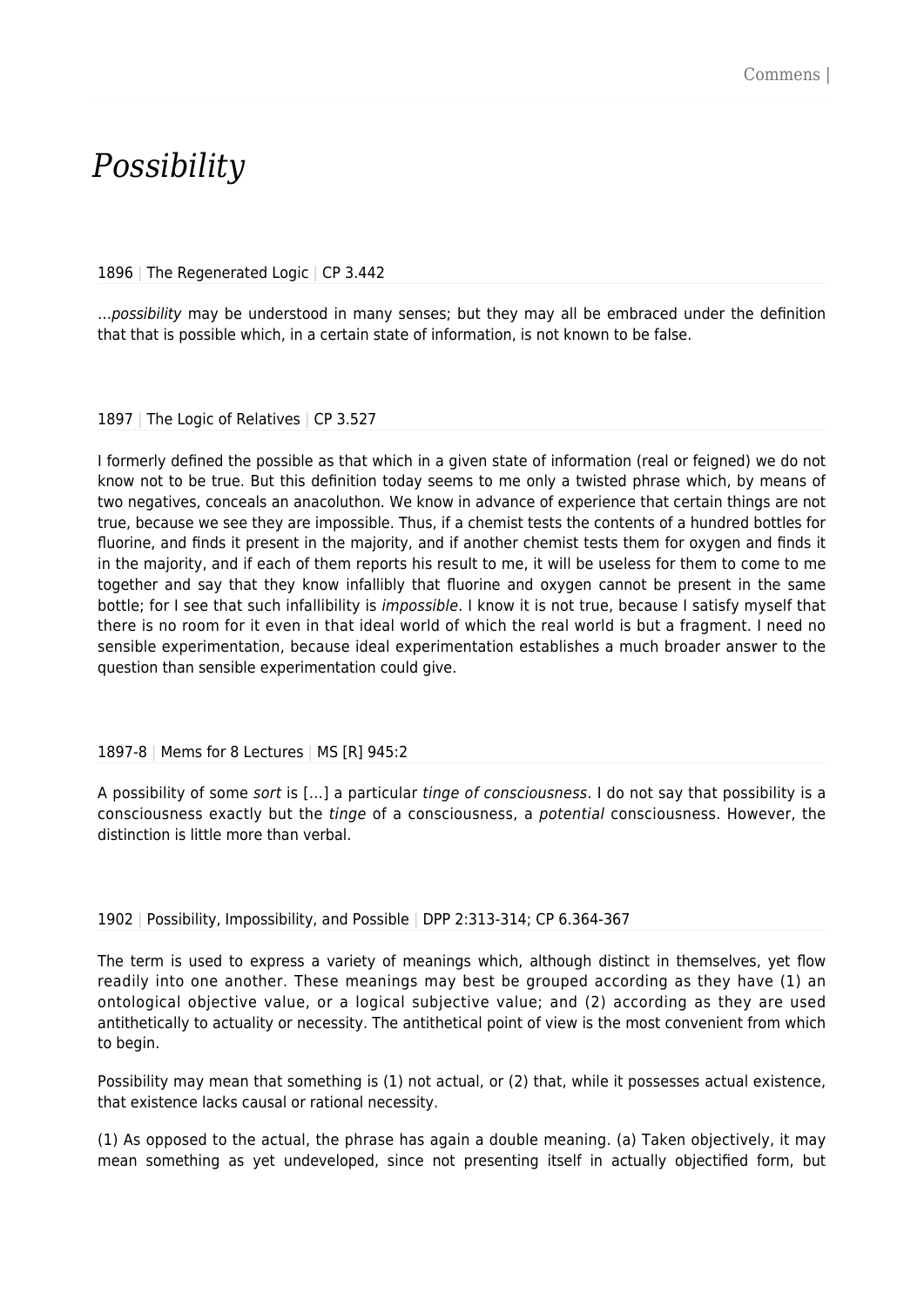# *Possibility*

1896 | The Regenerated Logic | CP 3.442

…*possibility* may be understood in many senses; but they may all be embraced under the definition that that is possible which, in a certain state of information, is not known to be false.

1897 | The Logic of Relatives | CP 3.527

I formerly defined the possible as that which in a given state of information (real or feigned) we do not know not to be true. But this definition today seems to me only a twisted phrase which, by means of two negatives, conceals an anacoluthon. We know in advance of experience that certain things are not true, because we see they are impossible. Thus, if a chemist tests the contents of a hundred bottles for fluorine, and finds it present in the majority, and if another chemist tests them for oxygen and finds it in the majority, and if each of them reports his result to me, it will be useless for them to come to me together and say that they know infallibly that fluorine and oxygen cannot be present in the same bottle; for I see that such infallibility is *impossible*. I know it is not true, because I satisfy myself that there is no room for it even in that ideal world of which the real world is but a fragment. I need no sensible experimentation, because ideal experimentation establishes a much broader answer to the question than sensible experimentation could give.

1897-8 | Mems for 8 Lectures | MS [R] 945:2

A possibility of some *sort* is […] a particular *tinge of consciousness*. I do not say that possibility is a consciousness exactly but the *tinge* of a consciousness, a *potential* consciousness. However, the distinction is little more than verbal.

1902 | Possibility, Impossibility, and Possible | DPP 2:313-314; CP 6.364-367

The term is used to express a variety of meanings which, although distinct in themselves, yet flow readily into one another. These meanings may best be grouped according as they have (1) an ontological objective value, or a logical subjective value; and (2) according as they are used antithetically to actuality or necessity. The antithetical point of view is the most convenient from which to begin.

Possibility may mean that something is (1) not actual, or (2) that, while it possesses actual existence, that existence lacks causal or rational necessity.

(1) As opposed to the actual, the phrase has again a double meaning. (a) Taken objectively, it may mean something as yet undeveloped, since not presenting itself in actually objectified form, but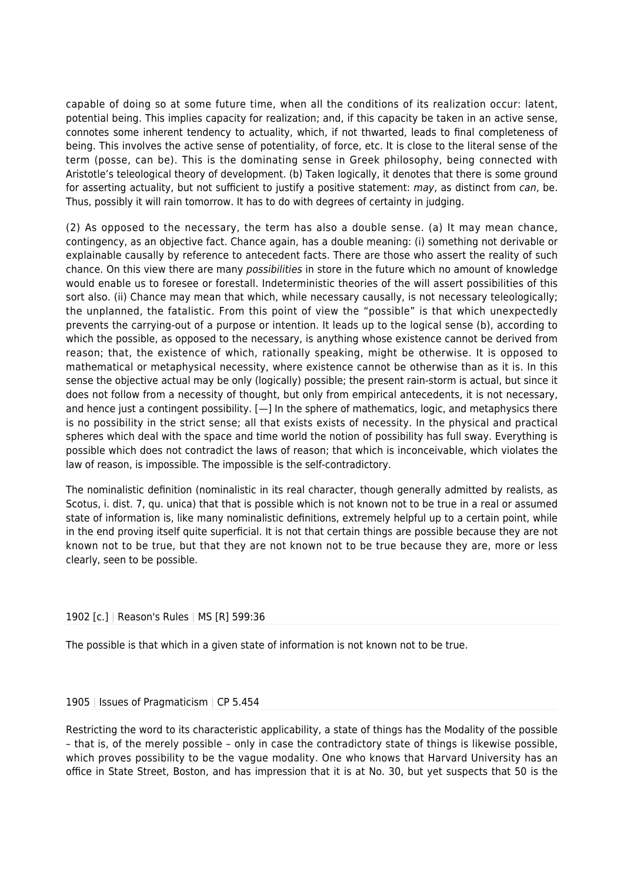capable of doing so at some future time, when all the conditions of its realization occur: latent, potential being. This implies capacity for realization; and, if this capacity be taken in an active sense, connotes some inherent tendency to actuality, which, if not thwarted, leads to final completeness of being. This involves the active sense of potentiality, of force, etc. It is close to the literal sense of the term (posse, can be). This is the dominating sense in Greek philosophy, being connected with Aristotle's teleological theory of development. (b) Taken logically, it denotes that there is some ground for asserting actuality, but not sufficient to justify a positive statement: *may*, as distinct from *can*, be. Thus, possibly it will rain tomorrow. It has to do with degrees of certainty in judging.

(2) As opposed to the necessary, the term has also a double sense. (a) It may mean chance, contingency, as an objective fact. Chance again, has a double meaning: (i) something not derivable or explainable causally by reference to antecedent facts. There are those who assert the reality of such chance. On this view there are many *possibilities* in store in the future which no amount of knowledge would enable us to foresee or forestall. Indeterministic theories of the will assert possibilities of this sort also. (ii) Chance may mean that which, while necessary causally, is not necessary teleologically; the unplanned, the fatalistic. From this point of view the "possible" is that which unexpectedly prevents the carrying-out of a purpose or intention. It leads up to the logical sense (b), according to which the possible, as opposed to the necessary, is anything whose existence cannot be derived from reason; that, the existence of which, rationally speaking, might be otherwise. It is opposed to mathematical or metaphysical necessity, where existence cannot be otherwise than as it is. In this sense the objective actual may be only (logically) possible; the present rain-storm is actual, but since it does not follow from a necessity of thought, but only from empirical antecedents, it is not necessary, and hence just a contingent possibility. [—] In the sphere of mathematics, logic, and metaphysics there is no possibility in the strict sense; all that exists exists of necessity. In the physical and practical spheres which deal with the space and time world the notion of possibility has full sway. Everything is possible which does not contradict the laws of reason; that which is inconceivable, which violates the law of reason, is impossible. The impossible is the self-contradictory.

The nominalistic definition (nominalistic in its real character, though generally admitted by realists, as Scotus, i. dist. 7, qu. unica) that that is possible which is not known not to be true in a real or assumed state of information is, like many nominalistic definitions, extremely helpful up to a certain point, while in the end proving itself quite superficial. It is not that certain things are possible because they are not known not to be true, but that they are not known not to be true because they are, more or less clearly, seen to be possible.

1902 [c.] | Reason's Rules | MS [R] 599:36

The possible is that which in a given state of information is not known not to be true.

1905 | Issues of Pragmaticism | CP 5.454

Restricting the word to its characteristic applicability, a state of things has the Modality of the possible – that is, of the merely possible – only in case the contradictory state of things is likewise possible, which proves possibility to be the vague modality. One who knows that Harvard University has an office in State Street, Boston, and has impression that it is at No. 30, but yet suspects that 50 is the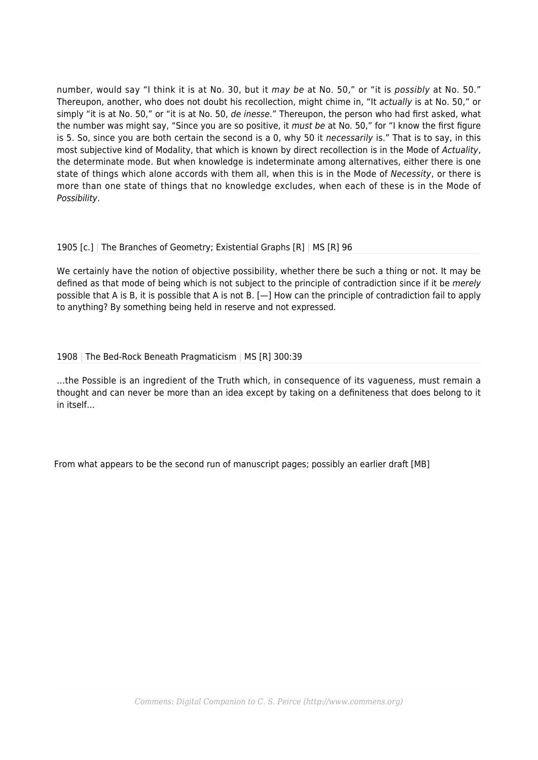number, would say "I think it is at No. 30, but it *may be* at No. 50," or "it is *possibly* at No. 50." Thereupon, another, who does not doubt his recollection, might chime in, "It *actually* is at No. 50," or simply "it is at No. 50," or "it is at No. 50, *de inesse*." Thereupon, the person who had first asked, what the number was might say, "Since you are so positive, it *must be* at No. 50," for "I know the first figure is 5. So, since you are both certain the second is a 0, why 50 it *necessarily* is." That is to say, in this most subjective kind of Modality, that which is known by direct recollection is in the Mode of *Actuality*, the determinate mode. But when knowledge is indeterminate among alternatives, either there is one state of things which alone accords with them all, when this is in the Mode of *Necessity*, or there is more than one state of things that no knowledge excludes, when each of these is in the Mode of *Possibility*.

1905 [c.] | The Branches of Geometry; Existential Graphs [R] | MS [R] 96

We certainly have the notion of objective possibility, whether there be such a thing or not. It may be defined as that mode of being which is not subject to the principle of contradiction since if it be *merely* possible that A is B, it is possible that A is not B. [—] How can the principle of contradiction fail to apply to anything? By something being held in reserve and not expressed.

1908 | The Bed-Rock Beneath Pragmaticism | MS [R] 300:39

…the Possible is an ingredient of the Truth which, in consequence of its vagueness, must remain a thought and can never be more than an idea except by taking on a definiteness that does belong to it in itself…

From what appears to be the second run of manuscript pages; possibly an earlier draft [MB]